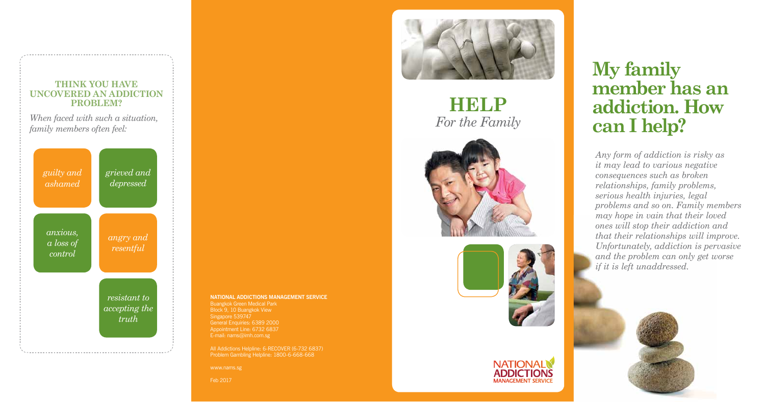### THINK YOU HAVE UNCOVERED AN ADDICTION PROBLEM?

*When faced with such a situation, family members often feel:*

- *guilty and ashamed*
- *grieved and depressed*
- *anxious, a loss of control*
- *angry and resentful*
- *resistant to accepting the truth*

**NATIONAL ADDICTIONS MANAGEMENT SERVICE**
Buangkok Green Medical Park
Block 9, 10 Buangkok View
Singapore 539747
General Enquiries: 6389 2000
Appointment Line: 6732 6837
E-mail: nams@imh.com.sg

All Addictions Helpline: 6-RECOVER (6-732 6837)
Problem Gambling Helpline: 1800-6-668-668

www.nams.sg

Feb 2017

# HELP
*For the Family*

NATIONAL ADDICTIONS MANAGEMENT SERVICE

# My family member has an addiction. How can I help?

*Any form of addiction is risky as it may lead to various negative consequences such as broken relationships, family problems, serious health injuries, legal problems and so on. Family members may hope in vain that their loved ones will stop their addiction and that their relationships will improve. Unfortunately, addiction is pervasive and the problem can only get worse if it is left unaddressed.*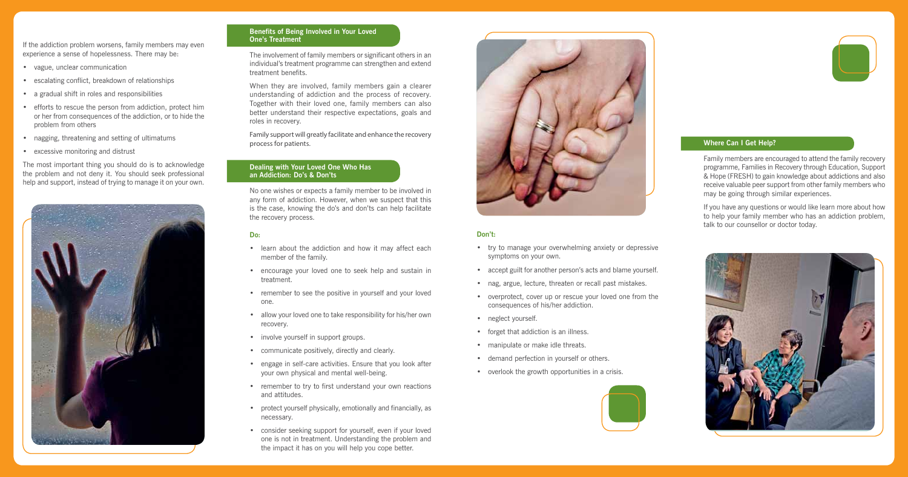If the addiction problem worsens, family members may even experience a sense of hopelessness. There may be:

- vague, unclear communication
- escalating conflict, breakdown of relationships
- a gradual shift in roles and responsibilities
- efforts to rescue the person from addiction, protect him or her from consequences of the addiction, or to hide the problem from others
- nagging, threatening and setting of ultimatums
- excessive monitoring and distrust

The most important thing you should do is to acknowledge the problem and not deny it. You should seek professional help and support, instead of trying to manage it on your own.

## Benefits of Being Involved in Your Loved One's Treatment

The involvement of family members or significant others in an individual's treatment programme can strengthen and extend treatment benefits.

When they are involved, family members gain a clearer understanding of addiction and the process of recovery. Together with their loved one, family members can also better understand their respective expectations, goals and roles in recovery.

Family support will greatly facilitate and enhance the recovery process for patients.

## Dealing with Your Loved One Who Has an Addiction: Do's & Don'ts

No one wishes or expects a family member to be involved in any form of addiction. However, when we suspect that this is the case, knowing the do's and don'ts can help facilitate the recovery process.

### Do:

- learn about the addiction and how it may affect each member of the family.
- encourage your loved one to seek help and sustain in treatment.
- remember to see the positive in yourself and your loved one.
- allow your loved one to take responsibility for his/her own recovery.
- involve yourself in support groups.
- communicate positively, directly and clearly.
- engage in self-care activities. Ensure that you look after your own physical and mental well-being.
- remember to try to first understand your own reactions and attitudes.
- protect yourself physically, emotionally and financially, as necessary.
- consider seeking support for yourself, even if your loved one is not in treatment. Understanding the problem and the impact it has on you will help you cope better.

### Don't:

- try to manage your overwhelming anxiety or depressive symptoms on your own.
- accept guilt for another person's acts and blame yourself.
- nag, argue, lecture, threaten or recall past mistakes.
- overprotect, cover up or rescue your loved one from the consequences of his/her addiction.
- neglect yourself.
- forget that addiction is an illness.
- manipulate or make idle threats.
- demand perfection in yourself or others.
- overlook the growth opportunities in a crisis.

## Where Can I Get Help?

Family members are encouraged to attend the family recovery programme, Families in Recovery through Education, Support & Hope (FRESH) to gain knowledge about addictions and also receive valuable peer support from other family members who may be going through similar experiences.

If you have any questions or would like learn more about how to help your family member who has an addiction problem, talk to our counsellor or doctor today.